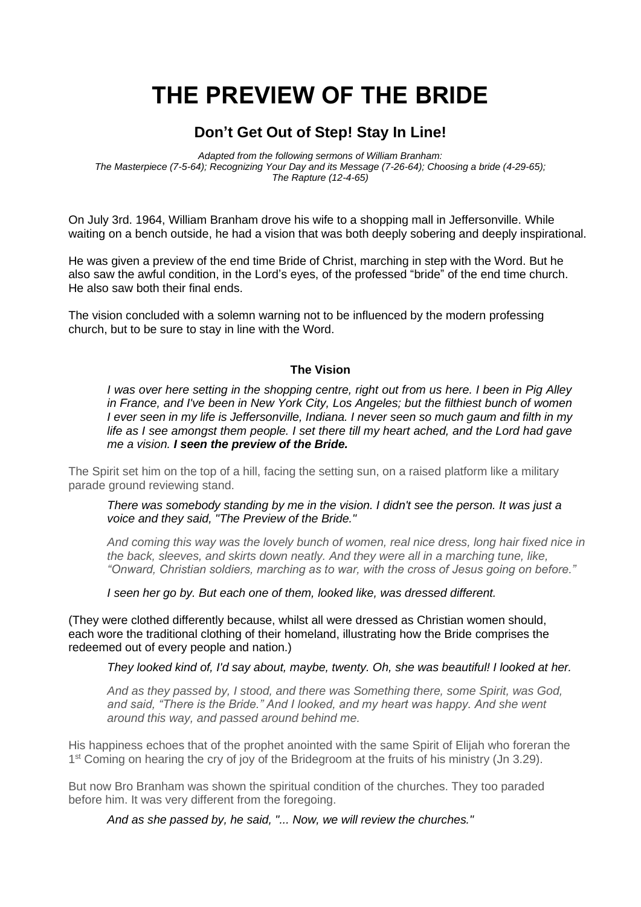# THE PREVIEW OF THE BRIDE

## Don't Get Out of Step! Stay In Line!

*Adapted from the following sermons of William Branham:*
*The Masterpiece (7-5-64); Recognizing Your Day and its Message (7-26-64); Choosing a bride (4-29-65); The Rapture (12-4-65)*

On July 3rd. 1964, William Branham drove his wife to a shopping mall in Jeffersonville. While waiting on a bench outside, he had a vision that was both deeply sobering and deeply inspirational.

He was given a preview of the end time Bride of Christ, marching in step with the Word. But he also saw the awful condition, in the Lord's eyes, of the professed "bride" of the end time church. He also saw both their final ends.

The vision concluded with a solemn warning not to be influenced by the modern professing church, but to be sure to stay in line with the Word.

**The Vision**

> *I was over here setting in the shopping centre, right out from us here. I been in Pig Alley in France, and I've been in New York City, Los Angeles; but the filthiest bunch of women I ever seen in my life is Jeffersonville, Indiana. I never seen so much gaum and filth in my life as I see amongst them people. I set there till my heart ached, and the Lord had gave me a vision.* ***I seen the preview of the Bride.***

The Spirit set him on the top of a hill, facing the setting sun, on a raised platform like a military parade ground reviewing stand.

> *There was somebody standing by me in the vision. I didn't see the person. It was just a voice and they said, "The Preview of the Bride."*
>
> *And coming this way was the lovely bunch of women, real nice dress, long hair fixed nice in the back, sleeves, and skirts down neatly. And they were all in a marching tune, like, "Onward, Christian soldiers, marching as to war, with the cross of Jesus going on before."*
>
> *I seen her go by. But each one of them, looked like, was dressed different.*

(They were clothed differently because, whilst all were dressed as Christian women should, each wore the traditional clothing of their homeland, illustrating how the Bride comprises the redeemed out of every people and nation.)

> *They looked kind of, I'd say about, maybe, twenty. Oh, she was beautiful! I looked at her.*
>
> *And as they passed by, I stood, and there was Something there, some Spirit, was God, and said, "There is the Bride." And I looked, and my heart was happy. And she went around this way, and passed around behind me.*

His happiness echoes that of the prophet anointed with the same Spirit of Elijah who foreran the 1st Coming on hearing the cry of joy of the Bridegroom at the fruits of his ministry (Jn 3.29).

But now Bro Branham was shown the spiritual condition of the churches. They too paraded before him. It was very different from the foregoing.

> *And as she passed by, he said, "... Now, we will review the churches."*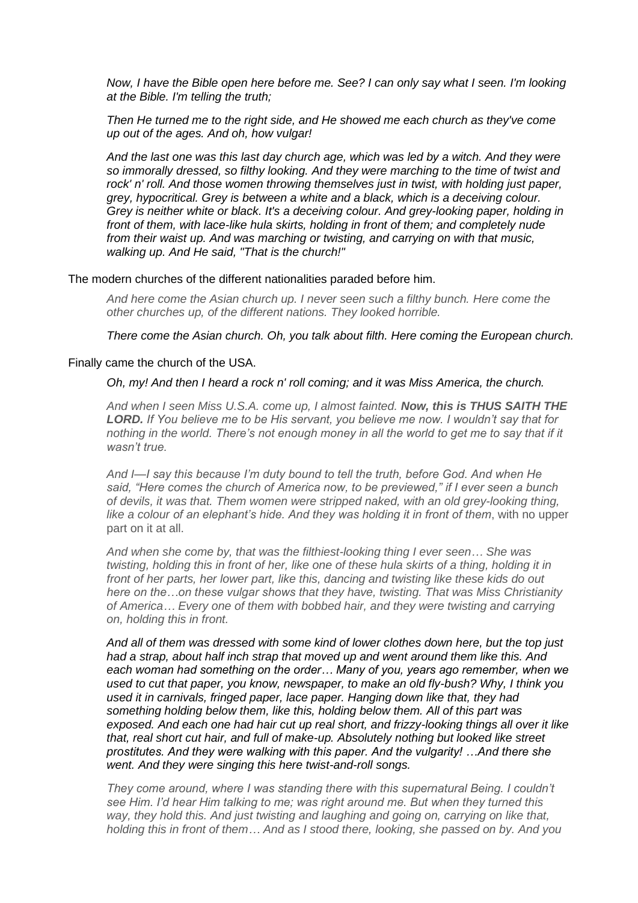*Now, I have the Bible open here before me. See? I can only say what I seen. I'm looking at the Bible. I'm telling the truth;*

*Then He turned me to the right side, and He showed me each church as they've come up out of the ages. And oh, how vulgar!*

*And the last one was this last day church age, which was led by a witch. And they were so immorally dressed, so filthy looking. And they were marching to the time of twist and rock' n' roll. And those women throwing themselves just in twist, with holding just paper, grey, hypocritical. Grey is between a white and a black, which is a deceiving colour. Grey is neither white or black. It's a deceiving colour. And grey-looking paper, holding in front of them, with lace-like hula skirts, holding in front of them; and completely nude from their waist up. And was marching or twisting, and carrying on with that music, walking up. And He said, "That is the church!"*

The modern churches of the different nationalities paraded before him.

*And here come the Asian church up. I never seen such a filthy bunch. Here come the other churches up, of the different nations. They looked horrible.*

*There come the Asian church. Oh, you talk about filth. Here coming the European church.*

Finally came the church of the USA.

*Oh, my! And then I heard a rock n' roll coming; and it was Miss America, the church.*

*And when I seen Miss U.S.A. come up, I almost fainted.* ***Now, this is THUS SAITH THE LORD.*** *If You believe me to be His servant, you believe me now. I wouldn't say that for nothing in the world. There's not enough money in all the world to get me to say that if it wasn't true.*

*And I—I say this because I'm duty bound to tell the truth, before God. And when He said, "Here comes the church of America now, to be previewed," if I ever seen a bunch of devils, it was that. Them women were stripped naked, with an old grey-looking thing, like a colour of an elephant's hide. And they was holding it in front of them*, with no upper part on it at all.

*And when she come by, that was the filthiest-looking thing I ever seen… She was twisting, holding this in front of her, like one of these hula skirts of a thing, holding it in front of her parts, her lower part, like this, dancing and twisting like these kids do out here on the…on these vulgar shows that they have, twisting. That was Miss Christianity of America… Every one of them with bobbed hair, and they were twisting and carrying on, holding this in front.*

*And all of them was dressed with some kind of lower clothes down here, but the top just had a strap, about half inch strap that moved up and went around them like this. And each woman had something on the order… Many of you, years ago remember, when we used to cut that paper, you know, newspaper, to make an old fly-bush? Why, I think you used it in carnivals, fringed paper, lace paper. Hanging down like that, they had something holding below them, like this, holding below them. All of this part was exposed. And each one had hair cut up real short, and frizzy-looking things all over it like that, real short cut hair, and full of make-up. Absolutely nothing but looked like street prostitutes. And they were walking with this paper. And the vulgarity! …And there she went. And they were singing this here twist-and-roll songs.*

*They come around, where I was standing there with this supernatural Being. I couldn't see Him. I'd hear Him talking to me; was right around me. But when they turned this way, they hold this. And just twisting and laughing and going on, carrying on like that, holding this in front of them… And as I stood there, looking, she passed on by. And you*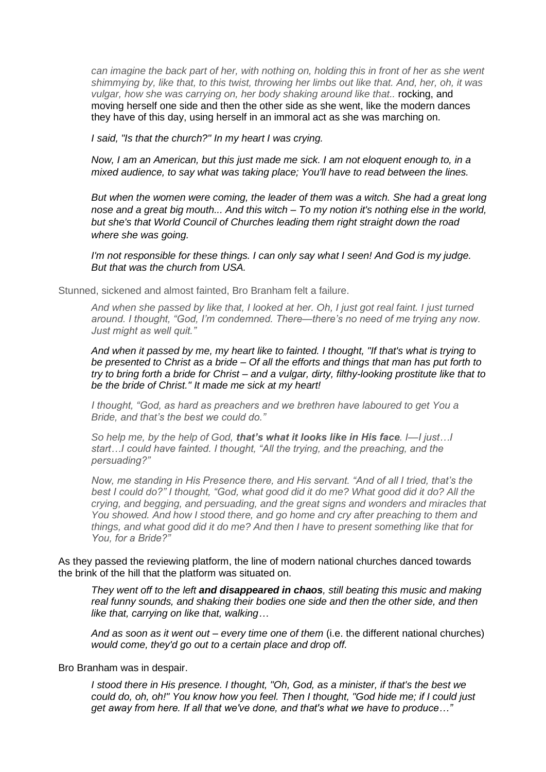*can imagine the back part of her, with nothing on, holding this in front of her as she went shimmying by, like that, to this twist, throwing her limbs out like that. And, her, oh, it was vulgar, how she was carrying on, her body shaking around like that..* rocking, and moving herself one side and then the other side as she went, like the modern dances they have of this day, using herself in an immoral act as she was marching on.

*I said, "Is that the church?" In my heart I was crying.*

*Now, I am an American, but this just made me sick. I am not eloquent enough to, in a mixed audience, to say what was taking place; You'll have to read between the lines.*

*But when the women were coming, the leader of them was a witch. She had a great long nose and a great big mouth... And this witch – To my notion it's nothing else in the world, but she's that World Council of Churches leading them right straight down the road where she was going.*

*I'm not responsible for these things. I can only say what I seen! And God is my judge. But that was the church from USA.*

Stunned, sickened and almost fainted, Bro Branham felt a failure.

*And when she passed by like that, I looked at her. Oh, I just got real faint. I just turned around. I thought, "God, I'm condemned. There—there's no need of me trying any now. Just might as well quit."*

*And when it passed by me, my heart like to fainted. I thought, "If that's what is trying to be presented to Christ as a bride – Of all the efforts and things that man has put forth to try to bring forth a bride for Christ – and a vulgar, dirty, filthy-looking prostitute like that to be the bride of Christ." It made me sick at my heart!*

*I thought, "God, as hard as preachers and we brethren have laboured to get You a Bride, and that's the best we could do."*

*So help me, by the help of God, **that's what it looks like in His face**. I—I just…I start…I could have fainted. I thought, "All the trying, and the preaching, and the persuading?"*

*Now, me standing in His Presence there, and His servant. "And of all I tried, that's the best I could do?" I thought, "God, what good did it do me? What good did it do? All the crying, and begging, and persuading, and the great signs and wonders and miracles that You showed. And how I stood there, and go home and cry after preaching to them and things, and what good did it do me? And then I have to present something like that for You, for a Bride?"*

As they passed the reviewing platform, the line of modern national churches danced towards the brink of the hill that the platform was situated on.

*They went off to the left **and disappeared in chaos**, still beating this music and making real funny sounds, and shaking their bodies one side and then the other side, and then like that, carrying on like that, walking…*

*And as soon as it went out – every time one of them* (i.e. the different national churches) *would come, they'd go out to a certain place and drop off.*

Bro Branham was in despair.

*I stood there in His presence. I thought, "Oh, God, as a minister, if that's the best we could do, oh, oh!" You know how you feel. Then I thought, "God hide me; if I could just get away from here. If all that we've done, and that's what we have to produce…"*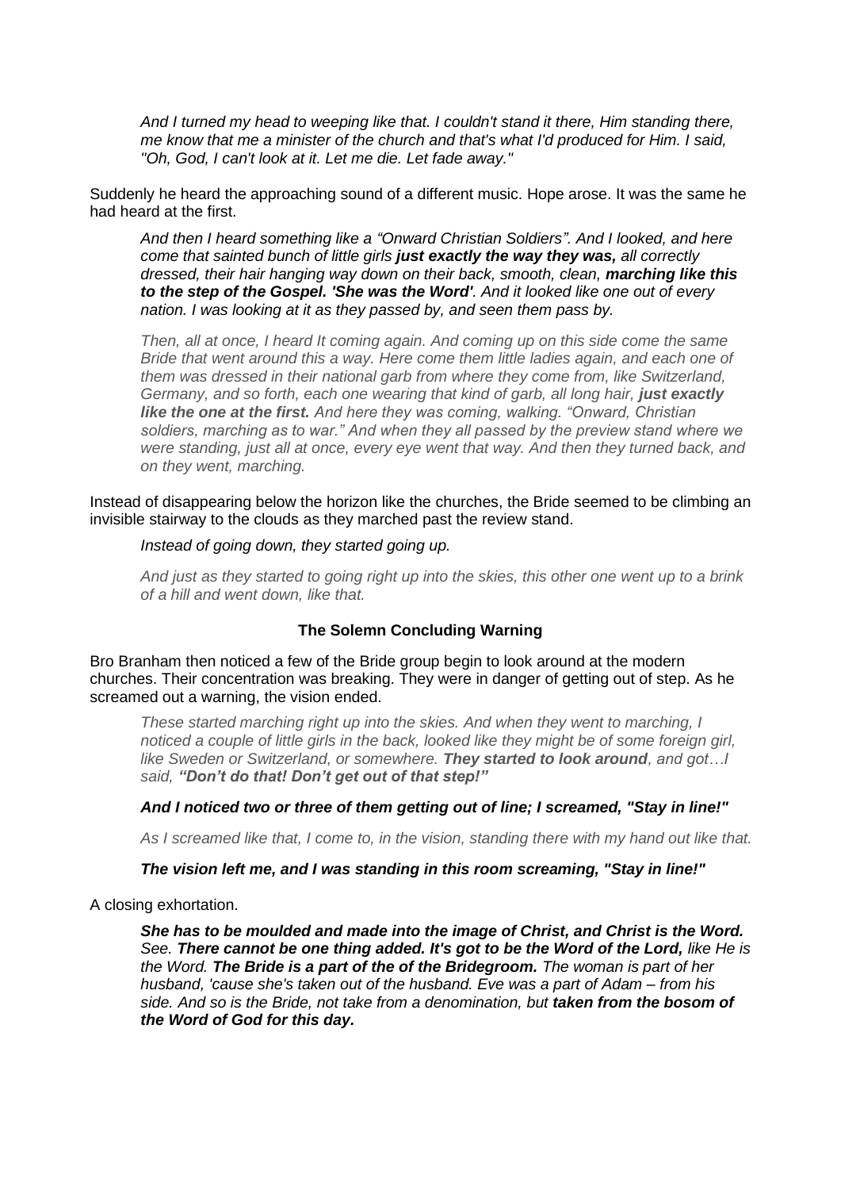*And I turned my head to weeping like that. I couldn't stand it there, Him standing there, me know that me a minister of the church and that's what I'd produced for Him. I said, "Oh, God, I can't look at it. Let me die. Let fade away."*

Suddenly he heard the approaching sound of a different music. Hope arose. It was the same he had heard at the first.

*And then I heard something like a "Onward Christian Soldiers". And I looked, and here come that sainted bunch of little girls* ***just exactly the way they was,*** *all correctly dressed, their hair hanging way down on their back, smooth, clean,* ***marching like this to the step of the Gospel. 'She was the Word'****. And it looked like one out of every nation. I was looking at it as they passed by, and seen them pass by.*

*Then, all at once, I heard It coming again. And coming up on this side come the same Bride that went around this a way. Here come them little ladies again, and each one of them was dressed in their national garb from where they come from, like Switzerland, Germany, and so forth, each one wearing that kind of garb, all long hair,* ***just exactly like the one at the first.*** *And here they was coming, walking. "Onward, Christian soldiers, marching as to war." And when they all passed by the preview stand where we were standing, just all at once, every eye went that way. And then they turned back, and on they went, marching.*

Instead of disappearing below the horizon like the churches, the Bride seemed to be climbing an invisible stairway to the clouds as they marched past the review stand.

*Instead of going down, they started going up.*

*And just as they started to going right up into the skies, this other one went up to a brink of a hill and went down, like that.*

### The Solemn Concluding Warning

Bro Branham then noticed a few of the Bride group begin to look around at the modern churches. Their concentration was breaking. They were in danger of getting out of step. As he screamed out a warning, the vision ended.

*These started marching right up into the skies. And when they went to marching, I noticed a couple of little girls in the back, looked like they might be of some foreign girl, like Sweden or Switzerland, or somewhere.* ***They started to look around****, and got…I said,* ***"Don't do that! Don't get out of that step!"***

***And I noticed two or three of them getting out of line; I screamed, "Stay in line!"***

*As I screamed like that, I come to, in the vision, standing there with my hand out like that.*

***The vision left me, and I was standing in this room screaming, "Stay in line!"***

A closing exhortation.

***She has to be moulded and made into the image of Christ, and Christ is the Word.*** *See.* ***There cannot be one thing added. It's got to be the Word of the Lord,*** *like He is the Word.* ***The Bride is a part of the of the Bridegroom.*** *The woman is part of her husband, 'cause she's taken out of the husband. Eve was a part of Adam – from his side. And so is the Bride, not take from a denomination, but* ***taken from the bosom of the Word of God for this day.***